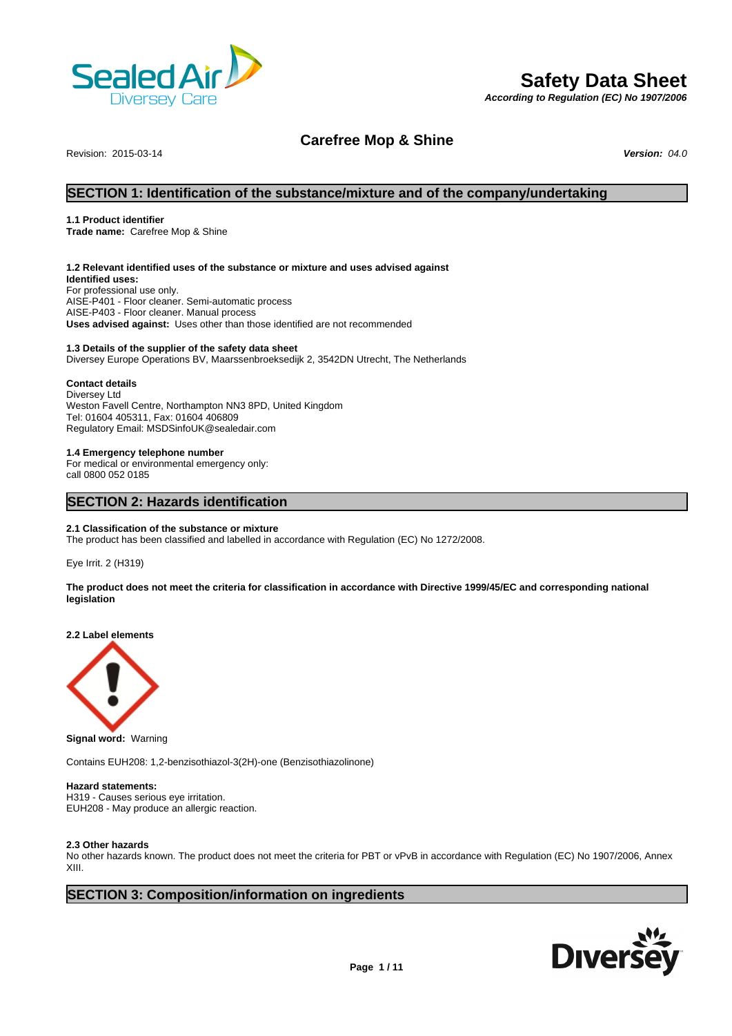# Safety Data Sheet

*According to Regulation (EC) No 1907/2006*

## Carefree Mop & Shine

Revision: 2015-03-14 ***Version:*** *04.0*

## SECTION 1: Identification of the substance/mixture and of the company/undertaking

**1.1 Product identifier**
**Trade name:** Carefree Mop & Shine

**1.2 Relevant identified uses of the substance or mixture and uses advised against**
**Identified uses:**
For professional use only.
AISE-P401 - Floor cleaner. Semi-automatic process
AISE-P403 - Floor cleaner. Manual process
**Uses advised against:** Uses other than those identified are not recommended

**1.3 Details of the supplier of the safety data sheet**
Diversey Europe Operations BV, Maarssenbroeksedijk 2, 3542DN Utrecht, The Netherlands

**Contact details**
Diversey Ltd
Weston Favell Centre, Northampton NN3 8PD, United Kingdom
Tel: 01604 405311, Fax: 01604 406809
Regulatory Email: MSDSinfoUK@sealedair.com

**1.4 Emergency telephone number**
For medical or environmental emergency only:
call 0800 052 0185

## SECTION 2: Hazards identification

**2.1 Classification of the substance or mixture**
The product has been classified and labelled in accordance with Regulation (EC) No 1272/2008.

Eye Irrit. 2 (H319)

**The product does not meet the criteria for classification in accordance with Directive 1999/45/EC and corresponding national legislation**

**2.2 Label elements**

**Signal word:** Warning

Contains EUH208: 1,2-benzisothiazol-3(2H)-one (Benzisothiazolinone)

**Hazard statements:**
H319 - Causes serious eye irritation.
EUH208 - May produce an allergic reaction.

**2.3 Other hazards**
No other hazards known. The product does not meet the criteria for PBT or vPvB in accordance with Regulation (EC) No 1907/2006, Annex XIII.

## SECTION 3: Composition/information on ingredients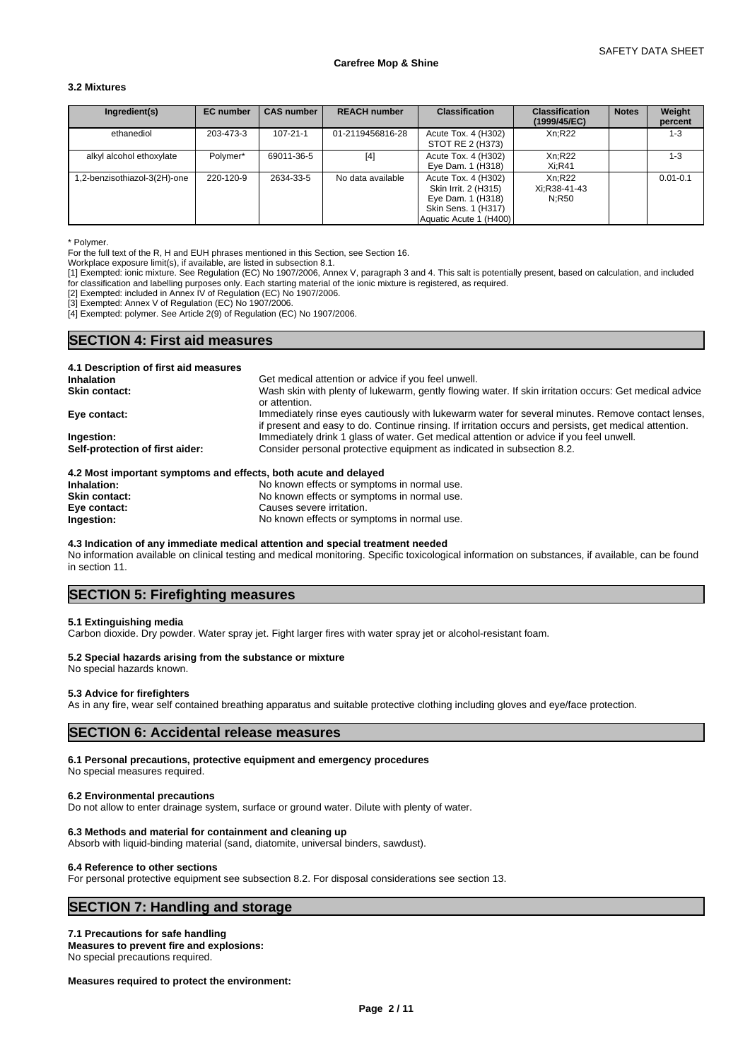### 3.2 Mixtures

| Ingredient(s) | EC number | CAS number | REACH number | Classification | Classification (1999/45/EC) | Notes | Weight percent |
|---|---|---|---|---|---|---|---|
| ethanediol | 203-473-3 | 107-21-1 | 01-2119456816-28 | Acute Tox. 4 (H302) STOT RE 2 (H373) | Xn;R22 | | 1-3 |
| alkyl alcohol ethoxylate | Polymer* | 69011-36-5 | [4] | Acute Tox. 4 (H302) Eye Dam. 1 (H318) | Xn;R22 Xi;R41 | | 1-3 |
| 1,2-benzisothiazol-3(2H)-one | 220-120-9 | 2634-33-5 | No data available | Acute Tox. 4 (H302) Skin Irrit. 2 (H315) Eye Dam. 1 (H318) Skin Sens. 1 (H317) Aquatic Acute 1 (H400) | Xn;R22 Xi;R38-41-43 N;R50 | | 0.01-0.1 |

* Polymer.

For the full text of the R, H and EUH phrases mentioned in this Section, see Section 16.

Workplace exposure limit(s), if available, are listed in subsection 8.1.

[1] Exempted: ionic mixture. See Regulation (EC) No 1907/2006, Annex V, paragraph 3 and 4. This salt is potentially present, based on calculation, and included for classification and labelling purposes only. Each starting material of the ionic mixture is registered, as required.

[2] Exempted: included in Annex IV of Regulation (EC) No 1907/2006.

[3] Exempted: Annex V of Regulation (EC) No 1907/2006.

[4] Exempted: polymer. See Article 2(9) of Regulation (EC) No 1907/2006.

## SECTION 4: First aid measures

### 4.1 Description of first aid measures

**Inhalation** Get medical attention or advice if you feel unwell.

**Skin contact:** Wash skin with plenty of lukewarm, gently flowing water. If skin irritation occurs: Get medical advice or attention.

**Eye contact:** Immediately rinse eyes cautiously with lukewarm water for several minutes. Remove contact lenses, if present and easy to do. Continue rinsing. If irritation occurs and persists, get medical attention.

**Ingestion:** Immediately drink 1 glass of water. Get medical attention or advice if you feel unwell.

**Self-protection of first aider:** Consider personal protective equipment as indicated in subsection 8.2.

### 4.2 Most important symptoms and effects, both acute and delayed

**Inhalation:** No known effects or symptoms in normal use.

**Skin contact:** No known effects or symptoms in normal use.

**Eye contact:** Causes severe irritation.

**Ingestion:** No known effects or symptoms in normal use.

### 4.3 Indication of any immediate medical attention and special treatment needed

No information available on clinical testing and medical monitoring. Specific toxicological information on substances, if available, can be found in section 11.

## SECTION 5: Firefighting measures

### 5.1 Extinguishing media

Carbon dioxide. Dry powder. Water spray jet. Fight larger fires with water spray jet or alcohol-resistant foam.

### 5.2 Special hazards arising from the substance or mixture

No special hazards known.

### 5.3 Advice for firefighters

As in any fire, wear self contained breathing apparatus and suitable protective clothing including gloves and eye/face protection.

## SECTION 6: Accidental release measures

### 6.1 Personal precautions, protective equipment and emergency procedures

No special measures required.

### 6.2 Environmental precautions

Do not allow to enter drainage system, surface or ground water. Dilute with plenty of water.

### 6.3 Methods and material for containment and cleaning up

Absorb with liquid-binding material (sand, diatomite, universal binders, sawdust).

### 6.4 Reference to other sections

For personal protective equipment see subsection 8.2. For disposal considerations see section 13.

## SECTION 7: Handling and storage

### 7.1 Precautions for safe handling

**Measures to prevent fire and explosions:**

No special precautions required.

**Measures required to protect the environment:**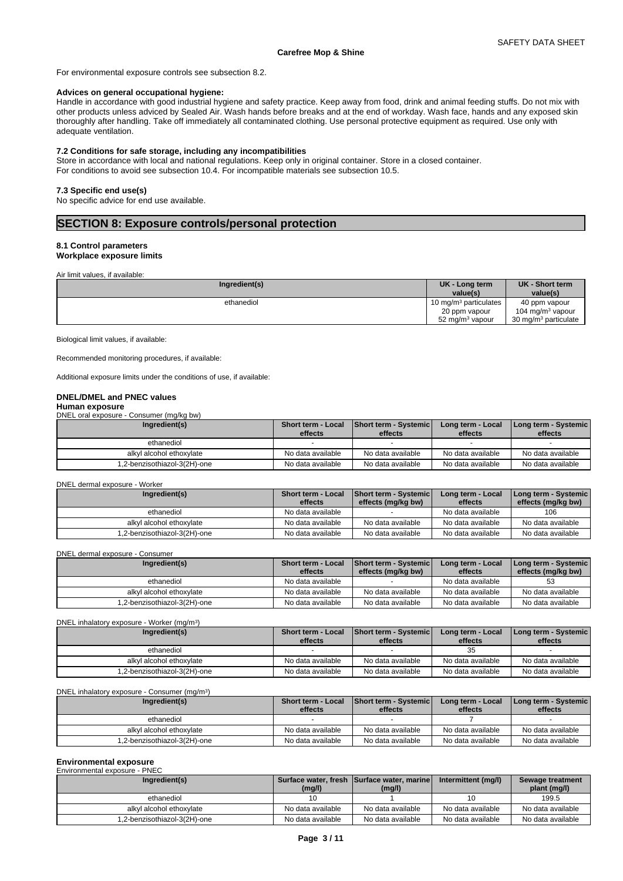For environmental exposure controls see subsection 8.2.

**Advices on general occupational hygiene:**
Handle in accordance with good industrial hygiene and safety practice. Keep away from food, drink and animal feeding stuffs. Do not mix with other products unless adviced by Sealed Air. Wash hands before breaks and at the end of workday. Wash face, hands and any exposed skin thoroughly after handling. Take off immediately all contaminated clothing. Use personal protective equipment as required. Use only with adequate ventilation.

**7.2 Conditions for safe storage, including any incompatibilities**
Store in accordance with local and national regulations. Keep only in original container. Store in a closed container.
For conditions to avoid see subsection 10.4. For incompatible materials see subsection 10.5.

**7.3 Specific end use(s)**
No specific advice for end use available.

# SECTION 8: Exposure controls/personal protection

**8.1 Control parameters**
**Workplace exposure limits**

Air limit values, if available:

| Ingredient(s) | UK - Long term value(s) | UK - Short term value(s) |
|---|---|---|
| ethanediol | 10 $mg/m^3$ particulates<br>20 ppm vapour<br>52 $mg/m^3$ vapour | 40 ppm vapour<br>104 $mg/m^3$ vapour<br>30 $mg/m^3$ particulate |

Biological limit values, if available:

Recommended monitoring procedures, if available:

Additional exposure limits under the conditions of use, if available:

**DNEL/DMEL and PNEC values**
**Human exposure**

DNEL oral exposure - Consumer (mg/kg bw)

| Ingredient(s) | Short term - Local effects | Short term - Systemic effects | Long term - Local effects | Long term - Systemic effects |
|---|---|---|---|---|
| ethanediol | - | - | - | - |
| alkyl alcohol ethoxylate | No data available | No data available | No data available | No data available |
| 1,2-benzisothiazol-3(2H)-one | No data available | No data available | No data available | No data available |

DNEL dermal exposure - Worker

| Ingredient(s) | Short term - Local effects | Short term - Systemic effects (mg/kg bw) | Long term - Local effects | Long term - Systemic effects (mg/kg bw) |
|---|---|---|---|---|
| ethanediol | No data available | - | No data available | 106 |
| alkyl alcohol ethoxylate | No data available | No data available | No data available | No data available |
| 1,2-benzisothiazol-3(2H)-one | No data available | No data available | No data available | No data available |

DNEL dermal exposure - Consumer

| Ingredient(s) | Short term - Local effects | Short term - Systemic effects (mg/kg bw) | Long term - Local effects | Long term - Systemic effects (mg/kg bw) |
|---|---|---|---|---|
| ethanediol | No data available | - | No data available | 53 |
| alkyl alcohol ethoxylate | No data available | No data available | No data available | No data available |
| 1,2-benzisothiazol-3(2H)-one | No data available | No data available | No data available | No data available |

DNEL inhalatory exposure - Worker ($mg/m^3$)

| Ingredient(s) | Short term - Local effects | Short term - Systemic effects | Long term - Local effects | Long term - Systemic effects |
|---|---|---|---|---|
| ethanediol | - | - | 35 | - |
| alkyl alcohol ethoxylate | No data available | No data available | No data available | No data available |
| 1,2-benzisothiazol-3(2H)-one | No data available | No data available | No data available | No data available |

DNEL inhalatory exposure - Consumer ($mg/m^3$)

| Ingredient(s) | Short term - Local effects | Short term - Systemic effects | Long term - Local effects | Long term - Systemic effects |
|---|---|---|---|---|
| ethanediol | - | - | 7 | - |
| alkyl alcohol ethoxylate | No data available | No data available | No data available | No data available |
| 1,2-benzisothiazol-3(2H)-one | No data available | No data available | No data available | No data available |

**Environmental exposure**

Environmental exposure - PNEC

| Ingredient(s) | Surface water, fresh (mg/l) | Surface water, marine (mg/l) | Intermittent (mg/l) | Sewage treatment plant (mg/l) |
|---|---|---|---|---|
| ethanediol | 10 | 1 | 10 | 199.5 |
| alkyl alcohol ethoxylate | No data available | No data available | No data available | No data available |
| 1,2-benzisothiazol-3(2H)-one | No data available | No data available | No data available | No data available |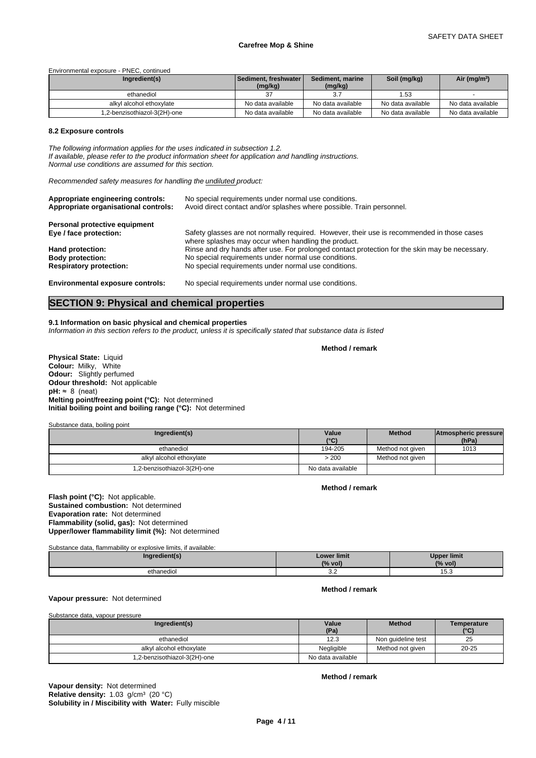Environmental exposure - PNEC, continued

| Ingredient(s) | Sediment, freshwater (mg/kg) | Sediment, marine (mg/kg) | Soil (mg/kg) | Air (mg/m³) |
|---|---|---|---|---|
| ethanediol | 37 | 3.7 | 1.53 | - |
| alkyl alcohol ethoxylate | No data available | No data available | No data available | No data available |
| 1,2-benzisothiazol-3(2H)-one | No data available | No data available | No data available | No data available |

### 8.2 Exposure controls

*The following information applies for the uses indicated in subsection 1.2.*
*If available, please refer to the product information sheet for application and handling instructions.*
*Normal use conditions are assumed for this section.*

*Recommended safety measures for handling the undiluted product:*

**Appropriate engineering controls:** No special requirements under normal use conditions.
**Appropriate organisational controls:** Avoid direct contact and/or splashes where possible. Train personnel.

**Personal protective equipment**
**Eye / face protection:** Safety glasses are not normally required. However, their use is recommended in those cases where splashes may occur when handling the product.
**Hand protection:** Rinse and dry hands after use. For prolonged contact protection for the skin may be necessary.
**Body protection:** No special requirements under normal use conditions.
**Respiratory protection:** No special requirements under normal use conditions.

**Environmental exposure controls:** No special requirements under normal use conditions.

## SECTION 9: Physical and chemical properties

### 9.1 Information on basic physical and chemical properties

*Information in this section refers to the product, unless it is specifically stated that substance data is listed*

**Method / remark**

**Physical State:** Liquid
**Colour:** Milky, White
**Odour:** Slightly perfumed
**Odour threshold:** Not applicable
**pH:** ≈ 8 (neat)
**Melting point/freezing point (°C):** Not determined
**Initial boiling point and boiling range (°C):** Not determined

Substance data, boiling point

| Ingredient(s) | Value (°C) | Method | Atmospheric pressure (hPa) |
|---|---|---|---|
| ethanediol | 194-205 | Method not given | 1013 |
| alkyl alcohol ethoxylate | > 200 | Method not given | |
| 1,2-benzisothiazol-3(2H)-one | No data available | | |

**Method / remark**

**Flash point (°C):** Not applicable.
**Sustained combustion:** Not determined
**Evaporation rate:** Not determined
**Flammability (solid, gas):** Not determined
**Upper/lower flammability limit (%):** Not determined

Substance data, flammability or explosive limits, if available:

| Ingredient(s) | Lower limit (% vol) | Upper limit (% vol) |
|---|---|---|
| ethanediol | 3.2 | 15.3 |

**Method / remark**

**Vapour pressure:** Not determined

Substance data, vapour pressure

| Ingredient(s) | Value (Pa) | Method | Temperature (°C) |
|---|---|---|---|
| ethanediol | 12.3 | Non guideline test | 25 |
| alkyl alcohol ethoxylate | Negligible | Method not given | 20-25 |
| 1,2-benzisothiazol-3(2H)-one | No data available | | |

**Method / remark**

**Vapour density:** Not determined
**Relative density:** 1.03 g/cm³ (20 °C)
**Solubility in / Miscibility with Water:** Fully miscible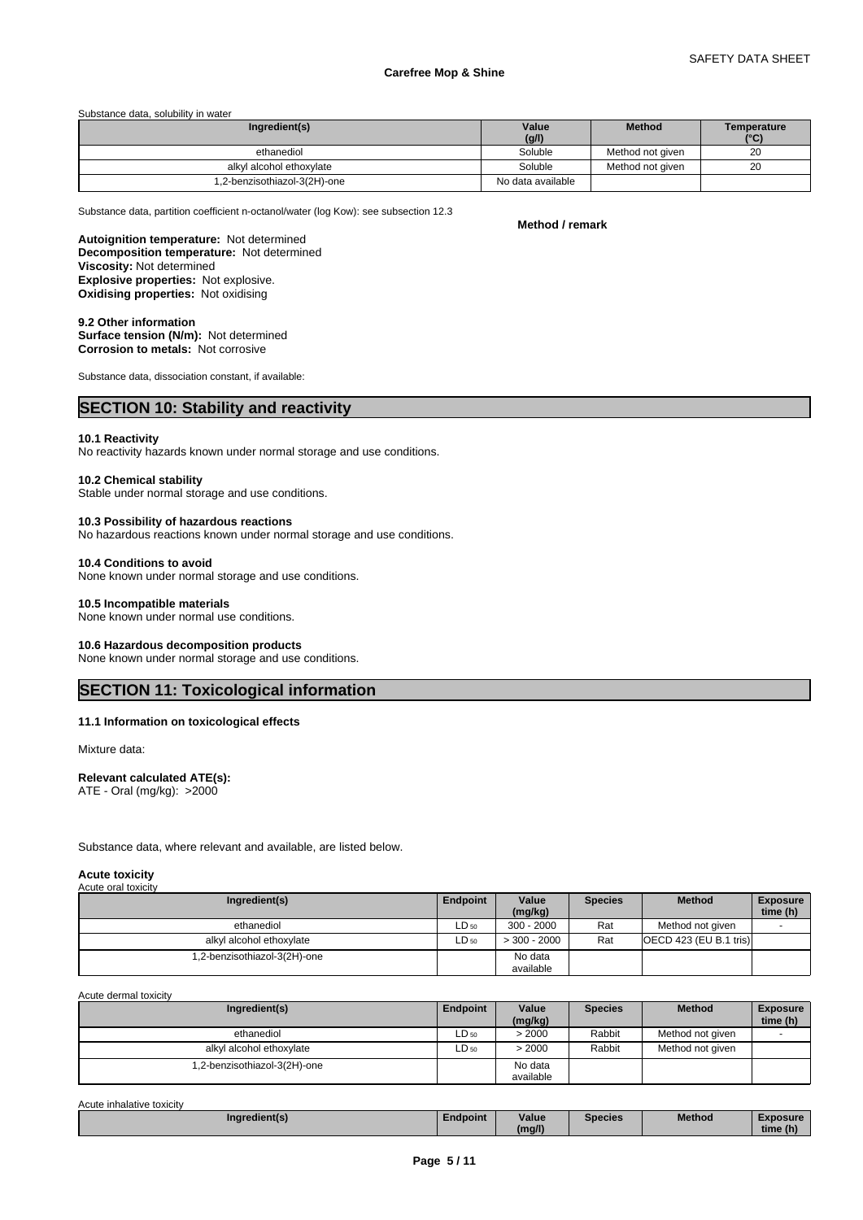Substance data, solubility in water

| Ingredient(s) | Value (g/l) | Method | Temperature (°C) |
|---|---|---|---|
| ethanediol | Soluble | Method not given | 20 |
| alkyl alcohol ethoxylate | Soluble | Method not given | 20 |
| 1,2-benzisothiazol-3(2H)-one | No data available | | |

Substance data, partition coefficient n-octanol/water (log Kow): see subsection 12.3

**Method / remark**

**Autoignition temperature:** Not determined
**Decomposition temperature:** Not determined
**Viscosity:** Not determined
**Explosive properties:** Not explosive.
**Oxidising properties:** Not oxidising

**9.2 Other information**
**Surface tension (N/m):** Not determined
**Corrosion to metals:** Not corrosive

Substance data, dissociation constant, if available:

## SECTION 10: Stability and reactivity

**10.1 Reactivity**
No reactivity hazards known under normal storage and use conditions.

**10.2 Chemical stability**
Stable under normal storage and use conditions.

**10.3 Possibility of hazardous reactions**
No hazardous reactions known under normal storage and use conditions.

**10.4 Conditions to avoid**
None known under normal storage and use conditions.

**10.5 Incompatible materials**
None known under normal use conditions.

**10.6 Hazardous decomposition products**
None known under normal storage and use conditions.

## SECTION 11: Toxicological information

**11.1 Information on toxicological effects**

Mixture data:

**Relevant calculated ATE(s):**
ATE - Oral (mg/kg): >2000

Substance data, where relevant and available, are listed below.

**Acute toxicity**
Acute oral toxicity

| Ingredient(s) | Endpoint | Value (mg/kg) | Species | Method | Exposure time (h) |
|---|---|---|---|---|---|
| ethanediol | $LD_{50}$ | 300 - 2000 | Rat | Method not given | - |
| alkyl alcohol ethoxylate | $LD_{50}$ | > 300 - 2000 | Rat | OECD 423 (EU B.1 tris) | |
| 1,2-benzisothiazol-3(2H)-one | | No data available | | | |

Acute dermal toxicity

| Ingredient(s) | Endpoint | Value (mg/kg) | Species | Method | Exposure time (h) |
|---|---|---|---|---|---|
| ethanediol | $LD_{50}$ | > 2000 | Rabbit | Method not given | - |
| alkyl alcohol ethoxylate | $LD_{50}$ | > 2000 | Rabbit | Method not given | |
| 1,2-benzisothiazol-3(2H)-one | | No data available | | | |

Acute inhalative toxicity

| Ingredient(s) | Endpoint | Value (mg/l) | Species | Method | Exposure time (h) |
|---|---|---|---|---|---|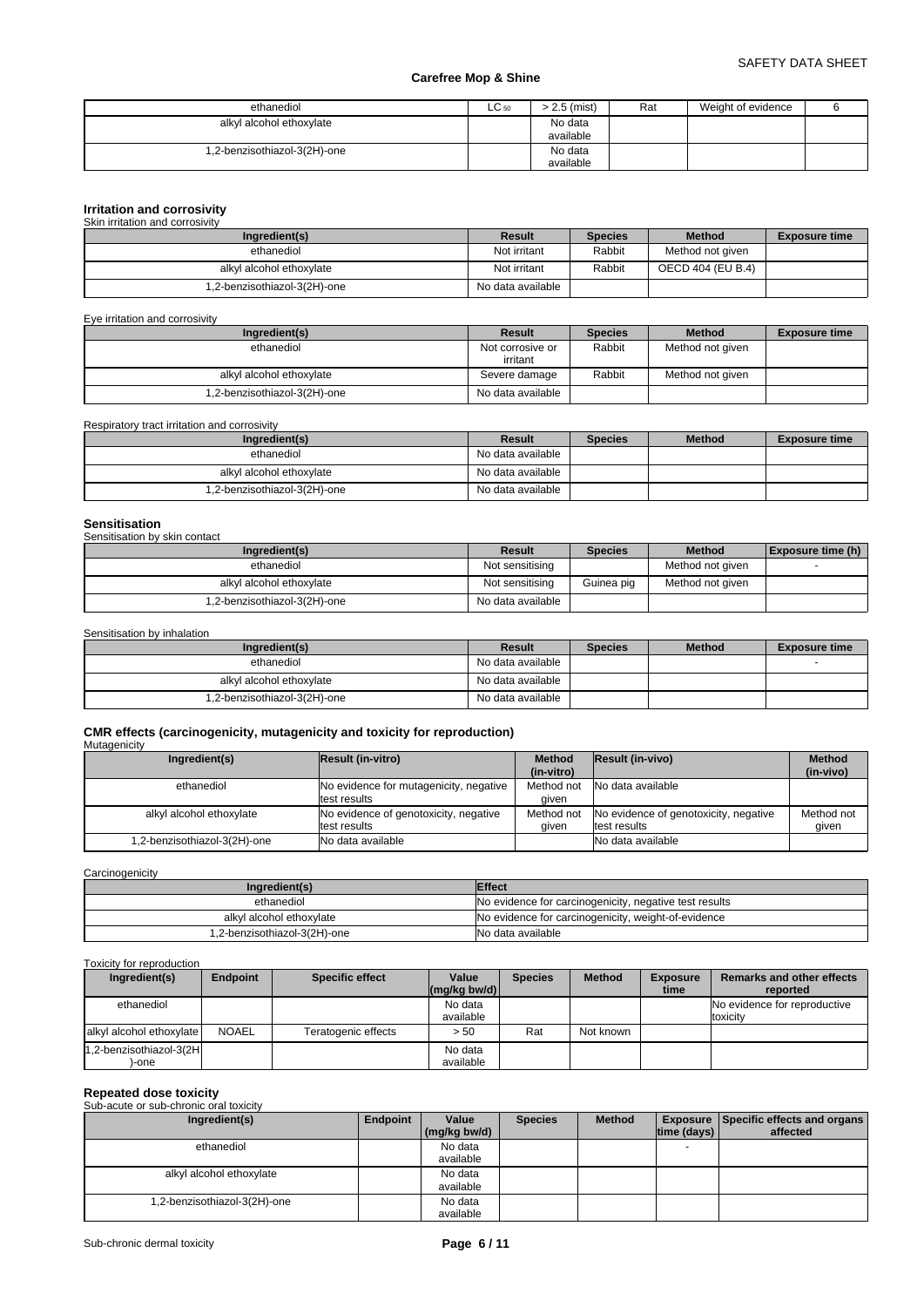| ethanediol | $LC_{50}$ | > 2.5 (mist) | Rat | Weight of evidence | 6 |
|---|---|---|---|---|---|
| alkyl alcohol ethoxylate | | No data available | | | |
| 1,2-benzisothiazol-3(2H)-one | | No data available | | | |

## Irritation and corrosivity

Skin irritation and corrosivity

| Ingredient(s) | Result | Species | Method | Exposure time |
|---|---|---|---|---|
| ethanediol | Not irritant | Rabbit | Method not given | |
| alkyl alcohol ethoxylate | Not irritant | Rabbit | OECD 404 (EU B.4) | |
| 1,2-benzisothiazol-3(2H)-one | No data available | | | |

Eye irritation and corrosivity

| Ingredient(s) | Result | Species | Method | Exposure time |
|---|---|---|---|---|
| ethanediol | Not corrosive or irritant | Rabbit | Method not given | |
| alkyl alcohol ethoxylate | Severe damage | Rabbit | Method not given | |
| 1,2-benzisothiazol-3(2H)-one | No data available | | | |

Respiratory tract irritation and corrosivity

| Ingredient(s) | Result | Species | Method | Exposure time |
|---|---|---|---|---|
| ethanediol | No data available | | | |
| alkyl alcohol ethoxylate | No data available | | | |
| 1,2-benzisothiazol-3(2H)-one | No data available | | | |

## Sensitisation

Sensitisation by skin contact

| Ingredient(s) | Result | Species | Method | Exposure time (h) |
|---|---|---|---|---|
| ethanediol | Not sensitising | | Method not given | - |
| alkyl alcohol ethoxylate | Not sensitising | Guinea pig | Method not given | |
| 1,2-benzisothiazol-3(2H)-one | No data available | | | |

Sensitisation by inhalation

| Ingredient(s) | Result | Species | Method | Exposure time |
|---|---|---|---|---|
| ethanediol | No data available | | | - |
| alkyl alcohol ethoxylate | No data available | | | |
| 1,2-benzisothiazol-3(2H)-one | No data available | | | |

## CMR effects (carcinogenicity, mutagenicity and toxicity for reproduction)

Mutagenicity

| Ingredient(s) | Result (in-vitro) | Method (in-vitro) | Result (in-vivo) | Method (in-vivo) |
|---|---|---|---|---|
| ethanediol | No evidence for mutagenicity, negative test results | Method not given | No data available | |
| alkyl alcohol ethoxylate | No evidence of genotoxicity, negative test results | Method not given | No evidence of genotoxicity, negative test results | Method not given |
| 1,2-benzisothiazol-3(2H)-one | No data available | | No data available | |

Carcinogenicity

| Ingredient(s) | Effect |
|---|---|
| ethanediol | No evidence for carcinogenicity, negative test results |
| alkyl alcohol ethoxylate | No evidence for carcinogenicity, weight-of-evidence |
| 1,2-benzisothiazol-3(2H)-one | No data available |

Toxicity for reproduction

| Ingredient(s) | Endpoint | Specific effect | Value (mg/kg bw/d) | Species | Method | Exposure time | Remarks and other effects reported |
|---|---|---|---|---|---|---|---|
| ethanediol | | | No data available | | | | No evidence for reproductive toxicity |
| alkyl alcohol ethoxylate | NOAEL | Teratogenic effects | > 50 | Rat | Not known | | |
| 1,2-benzisothiazol-3(2H)-one | | | No data available | | | | |

## Repeated dose toxicity

Sub-acute or sub-chronic oral toxicity

| Ingredient(s) | Endpoint | Value (mg/kg bw/d) | Species | Method | Exposure time (days) | Specific effects and organs affected |
|---|---|---|---|---|---|---|
| ethanediol | | No data available | | | - | |
| alkyl alcohol ethoxylate | | No data available | | | | |
| 1,2-benzisothiazol-3(2H)-one | | No data available | | | | |

Sub-chronic dermal toxicity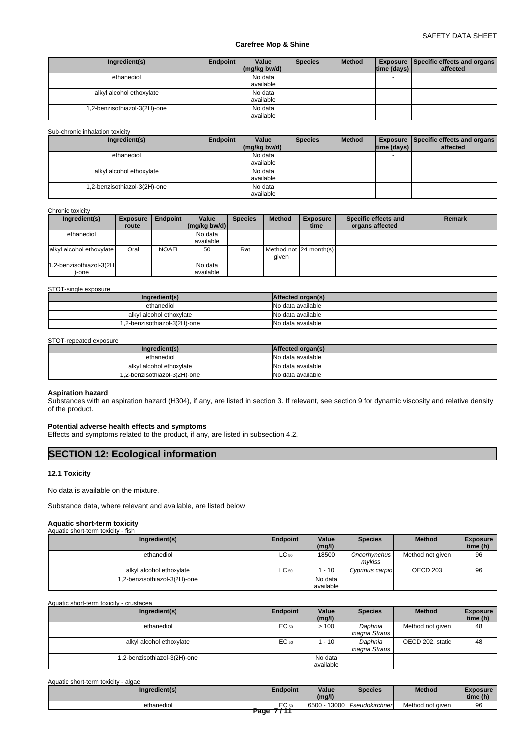| Ingredient(s) | Endpoint | Value (mg/kg bw/d) | Species | Method | Exposure time (days) | Specific effects and organs affected |
|---|---|---|---|---|---|---|
| ethanediol | | No data available | | | - | |
| alkyl alcohol ethoxylate | | No data available | | | | |
| 1,2-benzisothiazol-3(2H)-one | | No data available | | | | |

Sub-chronic inhalation toxicity

| Ingredient(s) | Endpoint | Value (mg/kg bw/d) | Species | Method | Exposure time (days) | Specific effects and organs affected |
|---|---|---|---|---|---|---|
| ethanediol | | No data available | | | - | |
| alkyl alcohol ethoxylate | | No data available | | | | |
| 1,2-benzisothiazol-3(2H)-one | | No data available | | | | |

Chronic toxicity

| Ingredient(s) | Exposure route | Endpoint | Value (mg/kg bw/d) | Species | Method | Exposure time | Specific effects and organs affected | Remark |
|---|---|---|---|---|---|---|---|---|
| ethanediol | | | No data available | | | | | |
| alkyl alcohol ethoxylate | Oral | NOAEL | 50 | Rat | Method not given | 24 month(s) | | |
| 1,2-benzisothiazol-3(2H)-one | | | No data available | | | | | |

STOT-single exposure

| Ingredient(s) | Affected organ(s) |
|---|---|
| ethanediol | No data available |
| alkyl alcohol ethoxylate | No data available |
| 1,2-benzisothiazol-3(2H)-one | No data available |

STOT-repeated exposure

| Ingredient(s) | Affected organ(s) |
|---|---|
| ethanediol | No data available |
| alkyl alcohol ethoxylate | No data available |
| 1,2-benzisothiazol-3(2H)-one | No data available |

**Aspiration hazard**

Substances with an aspiration hazard (H304), if any, are listed in section 3. If relevant, see section 9 for dynamic viscosity and relative density of the product.

**Potential adverse health effects and symptoms**

Effects and symptoms related to the product, if any, are listed in subsection 4.2.

## SECTION 12: Ecological information

### 12.1 Toxicity

No data is available on the mixture.

Substance data, where relevant and available, are listed below

**Aquatic short-term toxicity**

Aquatic short-term toxicity - fish

| Ingredient(s) | Endpoint | Value (mg/l) | Species | Method | Exposure time (h) |
|---|---|---|---|---|---|
| ethanediol | $LC_{50}$ | 18500 | *Oncorhynchus mykiss* | Method not given | 96 |
| alkyl alcohol ethoxylate | $LC_{50}$ | 1 - 10 | *Cyprinus carpio* | OECD 203 | 96 |
| 1,2-benzisothiazol-3(2H)-one | | No data available | | | |

Aquatic short-term toxicity - crustacea

| Ingredient(s) | Endpoint | Value (mg/l) | Species | Method | Exposure time (h) |
|---|---|---|---|---|---|
| ethanediol | $EC_{50}$ | > 100 | *Daphnia magna Straus* | Method not given | 48 |
| alkyl alcohol ethoxylate | $EC_{50}$ | 1 - 10 | *Daphnia magna Straus* | OECD 202, static | 48 |
| 1,2-benzisothiazol-3(2H)-one | | No data available | | | |

Aquatic short-term toxicity - algae

| Ingredient(s) | Endpoint | Value (mg/l) | Species | Method | Exposure time (h) |
|---|---|---|---|---|---|
| ethanediol | $EC_{50}$ | 6500 - 13000 | *Pseudokirchner* | Method not given | 96 |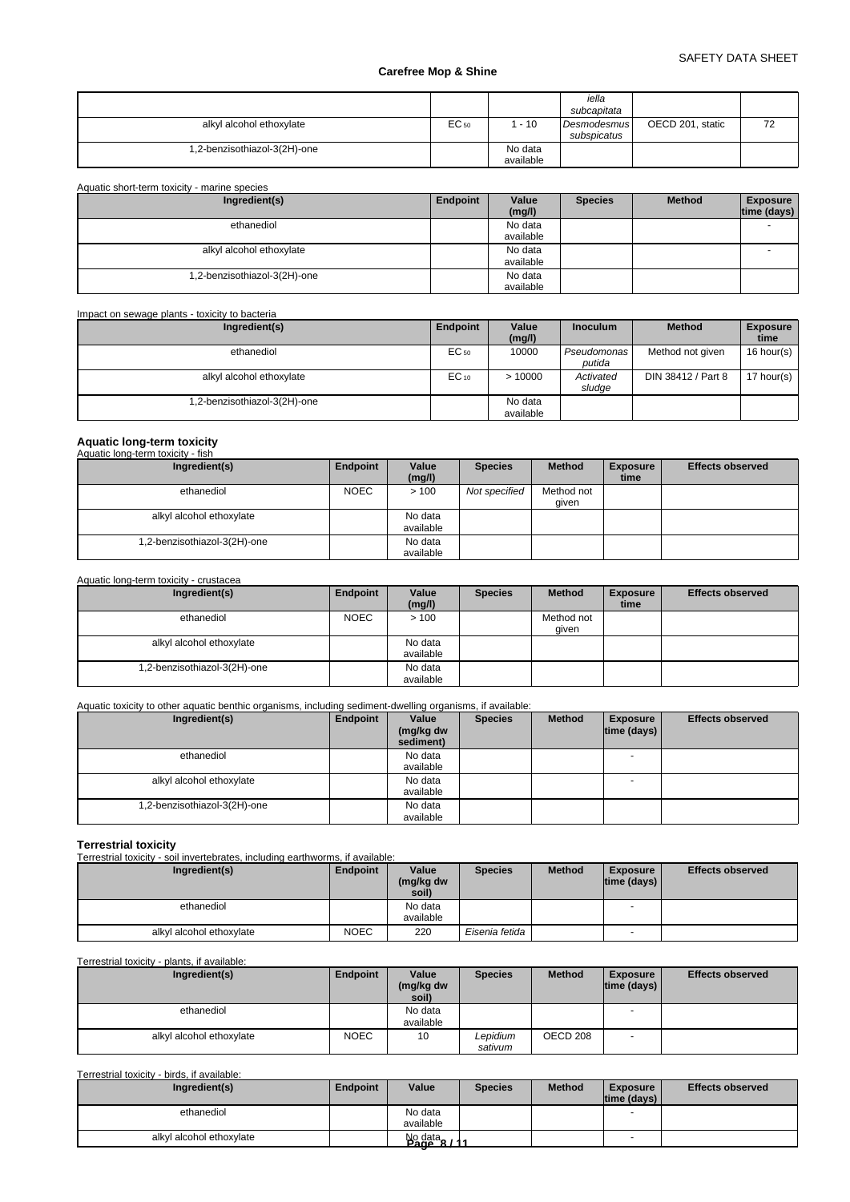| | | | *iella subcapitata* | | |
|---|---|---|---|---|---|
| alkyl alcohol ethoxylate | $EC_{50}$ | 1 - 10 | *Desmodesmus subspicatus* | OECD 201, static | 72 |
| 1,2-benzisothiazol-3(2H)-one | | No data available | | | |

Aquatic short-term toxicity - marine species

| Ingredient(s) | Endpoint | Value (mg/l) | Species | Method | Exposure time (days) |
|---|---|---|---|---|---|
| ethanediol | | No data available | | | - |
| alkyl alcohol ethoxylate | | No data available | | | - |
| 1,2-benzisothiazol-3(2H)-one | | No data available | | | |

Impact on sewage plants - toxicity to bacteria

| Ingredient(s) | Endpoint | Value (mg/l) | Inoculum | Method | Exposure time |
|---|---|---|---|---|---|
| ethanediol | $EC_{50}$ | 10000 | *Pseudomonas putida* | Method not given | 16 hour(s) |
| alkyl alcohol ethoxylate | $EC_{10}$ | > 10000 | *Activated sludge* | DIN 38412 / Part 8 | 17 hour(s) |
| 1,2-benzisothiazol-3(2H)-one | | No data available | | | |

**Aquatic long-term toxicity**

Aquatic long-term toxicity - fish

| Ingredient(s) | Endpoint | Value (mg/l) | Species | Method | Exposure time | Effects observed |
|---|---|---|---|---|---|---|
| ethanediol | NOEC | > 100 | *Not specified* | Method not given | | |
| alkyl alcohol ethoxylate | | No data available | | | | |
| 1,2-benzisothiazol-3(2H)-one | | No data available | | | | |

Aquatic long-term toxicity - crustacea

| Ingredient(s) | Endpoint | Value (mg/l) | Species | Method | Exposure time | Effects observed |
|---|---|---|---|---|---|---|
| ethanediol | NOEC | > 100 | | Method not given | | |
| alkyl alcohol ethoxylate | | No data available | | | | |
| 1,2-benzisothiazol-3(2H)-one | | No data available | | | | |

Aquatic toxicity to other aquatic benthic organisms, including sediment-dwelling organisms, if available:

| Ingredient(s) | Endpoint | Value (mg/kg dw sediment) | Species | Method | Exposure time (days) | Effects observed |
|---|---|---|---|---|---|---|
| ethanediol | | No data available | | | - | |
| alkyl alcohol ethoxylate | | No data available | | | - | |
| 1,2-benzisothiazol-3(2H)-one | | No data available | | | | |

**Terrestrial toxicity**

Terrestrial toxicity - soil invertebrates, including earthworms, if available:

| Ingredient(s) | Endpoint | Value (mg/kg dw soil) | Species | Method | Exposure time (days) | Effects observed |
|---|---|---|---|---|---|---|
| ethanediol | | No data available | | | - | |
| alkyl alcohol ethoxylate | NOEC | 220 | *Eisenia fetida* | | - | |

Terrestrial toxicity - plants, if available:

| Ingredient(s) | Endpoint | Value (mg/kg dw soil) | Species | Method | Exposure time (days) | Effects observed |
|---|---|---|---|---|---|---|
| ethanediol | | No data available | | | - | |
| alkyl alcohol ethoxylate | NOEC | 10 | *Lepidium sativum* | OECD 208 | - | |

Terrestrial toxicity - birds, if available:

| Ingredient(s) | Endpoint | Value | Species | Method | Exposure time (days) | Effects observed |
|---|---|---|---|---|---|---|
| ethanediol | | No data available | | | - | |
| alkyl alcohol ethoxylate | | No data | | | - | |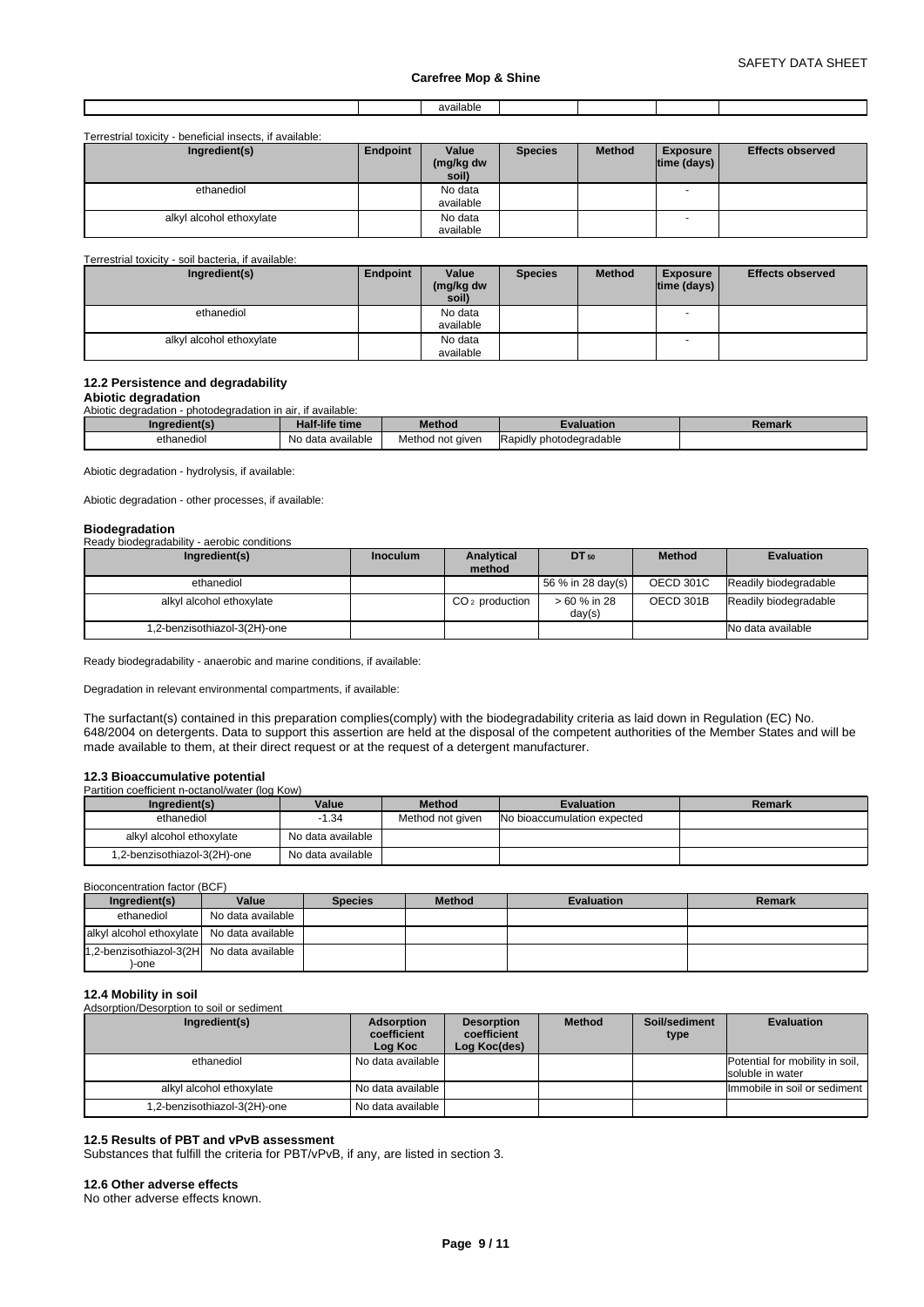| | | available | | | | |
|---|---|---|---|---|---|---|

Terrestrial toxicity - beneficial insects, if available:

| Ingredient(s) | Endpoint | Value (mg/kg dw soil) | Species | Method | Exposure time (days) | Effects observed |
|---|---|---|---|---|---|---|
| ethanediol | | No data available | | | - | |
| alkyl alcohol ethoxylate | | No data available | | | - | |

Terrestrial toxicity - soil bacteria, if available:

| Ingredient(s) | Endpoint | Value (mg/kg dw soil) | Species | Method | Exposure time (days) | Effects observed |
|---|---|---|---|---|---|---|
| ethanediol | | No data available | | | - | |
| alkyl alcohol ethoxylate | | No data available | | | - | |

### 12.2 Persistence and degradability

**Abiotic degradation**

Abiotic degradation - photodegradation in air, if available:

| Ingredient(s) | Half-life time | Method | Evaluation | Remark |
|---|---|---|---|---|
| ethanediol | No data available | Method not given | Rapidly photodegradable | |

Abiotic degradation - hydrolysis, if available:

Abiotic degradation - other processes, if available:

**Biodegradation**

Ready biodegradability - aerobic conditions

| Ingredient(s) | Inoculum | Analytical method | $DT_{50}$ | Method | Evaluation |
|---|---|---|---|---|---|
| ethanediol | | | 56 % in 28 day(s) | OECD 301C | Readily biodegradable |
| alkyl alcohol ethoxylate | | $CO_2$ production | > 60 % in 28 day(s) | OECD 301B | Readily biodegradable |
| 1,2-benzisothiazol-3(2H)-one | | | | | No data available |

Ready biodegradability - anaerobic and marine conditions, if available:

Degradation in relevant environmental compartments, if available:

The surfactant(s) contained in this preparation complies(comply) with the biodegradability criteria as laid down in Regulation (EC) No. 648/2004 on detergents. Data to support this assertion are held at the disposal of the competent authorities of the Member States and will be made available to them, at their direct request or at the request of a detergent manufacturer.

### 12.3 Bioaccumulative potential

Partition coefficient n-octanol/water (log Kow)

| Ingredient(s) | Value | Method | Evaluation | Remark |
|---|---|---|---|---|
| ethanediol | -1.34 | Method not given | No bioaccumulation expected | |
| alkyl alcohol ethoxylate | No data available | | | |
| 1,2-benzisothiazol-3(2H)-one | No data available | | | |

Bioconcentration factor (BCF)

| Ingredient(s) | Value | Species | Method | Evaluation | Remark |
|---|---|---|---|---|---|
| ethanediol | No data available | | | | |
| alkyl alcohol ethoxylate | No data available | | | | |
| 1,2-benzisothiazol-3(2H)-one | No data available | | | | |

### 12.4 Mobility in soil

Adsorption/Desorption to soil or sediment

| Ingredient(s) | Adsorption coefficient Log Koc | Desorption coefficient Log Koc(des) | Method | Soil/sediment type | Evaluation |
|---|---|---|---|---|---|
| ethanediol | No data available | | | | Potential for mobility in soil, soluble in water |
| alkyl alcohol ethoxylate | No data available | | | | Immobile in soil or sediment |
| 1,2-benzisothiazol-3(2H)-one | No data available | | | | |

### 12.5 Results of PBT and vPvB assessment

Substances that fulfill the criteria for PBT/vPvB, if any, are listed in section 3.

### 12.6 Other adverse effects

No other adverse effects known.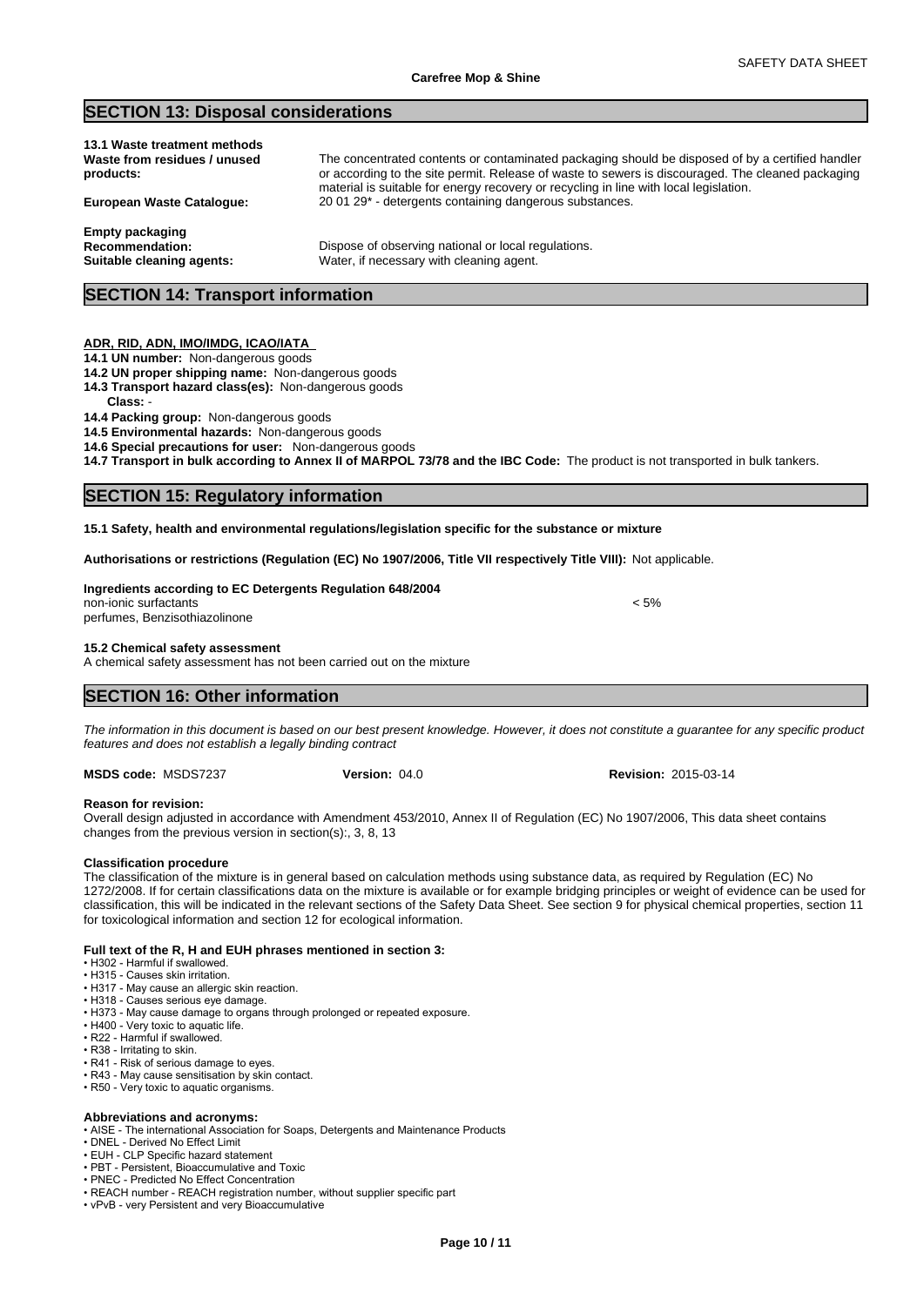## SECTION 13: Disposal considerations

**13.1 Waste treatment methods**

**Waste from residues / unused products:** The concentrated contents or contaminated packaging should be disposed of by a certified handler or according to the site permit. Release of waste to sewers is discouraged. The cleaned packaging material is suitable for energy recovery or recycling in line with local legislation.

**European Waste Catalogue:** 20 01 29* - detergents containing dangerous substances.

**Empty packaging**

**Recommendation:** Dispose of observing national or local regulations.

**Suitable cleaning agents:** Water, if necessary with cleaning agent.

## SECTION 14: Transport information

**ADR, RID, ADN, IMO/IMDG, ICAO/IATA**

**14.1 UN number:** Non-dangerous goods

**14.2 UN proper shipping name:** Non-dangerous goods

**14.3 Transport hazard class(es):** Non-dangerous goods

**Class:** -

**14.4 Packing group:** Non-dangerous goods

**14.5 Environmental hazards:** Non-dangerous goods

**14.6 Special precautions for user:** Non-dangerous goods

**14.7 Transport in bulk according to Annex II of MARPOL 73/78 and the IBC Code:** The product is not transported in bulk tankers.

## SECTION 15: Regulatory information

**15.1 Safety, health and environmental regulations/legislation specific for the substance or mixture**

**Authorisations or restrictions (Regulation (EC) No 1907/2006, Title VII respectively Title VIII):** Not applicable.

**Ingredients according to EC Detergents Regulation 648/2004**

| | |
|---|---|
| non-ionic surfactants | < 5% |
| perfumes, Benzisothiazolinone | |

**15.2 Chemical safety assessment**

A chemical safety assessment has not been carried out on the mixture

## SECTION 16: Other information

*The information in this document is based on our best present knowledge. However, it does not constitute a guarantee for any specific product features and does not establish a legally binding contract*

**MSDS code:** MSDS7237 **Version:** 04.0 **Revision:** 2015-03-14

**Reason for revision:**

Overall design adjusted in accordance with Amendment 453/2010, Annex II of Regulation (EC) No 1907/2006, This data sheet contains changes from the previous version in section(s):, 3, 8, 13

**Classification procedure**

The classification of the mixture is in general based on calculation methods using substance data, as required by Regulation (EC) No 1272/2008. If for certain classifications data on the mixture is available or for example bridging principles or weight of evidence can be used for classification, this will be indicated in the relevant sections of the Safety Data Sheet. See section 9 for physical chemical properties, section 11 for toxicological information and section 12 for ecological information.

**Full text of the R, H and EUH phrases mentioned in section 3:**

- H302 - Harmful if swallowed.
- H315 - Causes skin irritation.
- H317 - May cause an allergic skin reaction.
- H318 - Causes serious eye damage.
- H373 - May cause damage to organs through prolonged or repeated exposure.
- H400 - Very toxic to aquatic life.
- R22 - Harmful if swallowed.
- R38 - Irritating to skin.
- R41 - Risk of serious damage to eyes.
- R43 - May cause sensitisation by skin contact.
- R50 - Very toxic to aquatic organisms.

**Abbreviations and acronyms:**

- AISE - The international Association for Soaps, Detergents and Maintenance Products
- DNEL - Derived No Effect Limit
- EUH - CLP Specific hazard statement
- PBT - Persistent, Bioaccumulative and Toxic
- PNEC - Predicted No Effect Concentration
- REACH number - REACH registration number, without supplier specific part
- vPvB - very Persistent and very Bioaccumulative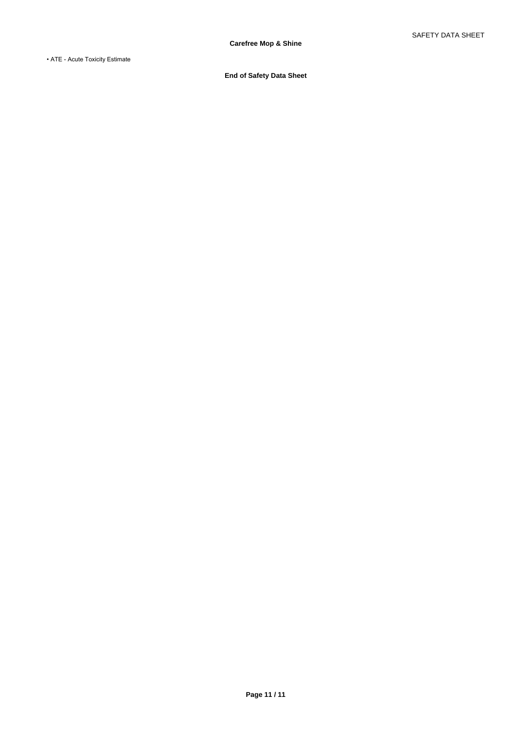• ATE - Acute Toxicity Estimate

**End of Safety Data Sheet**